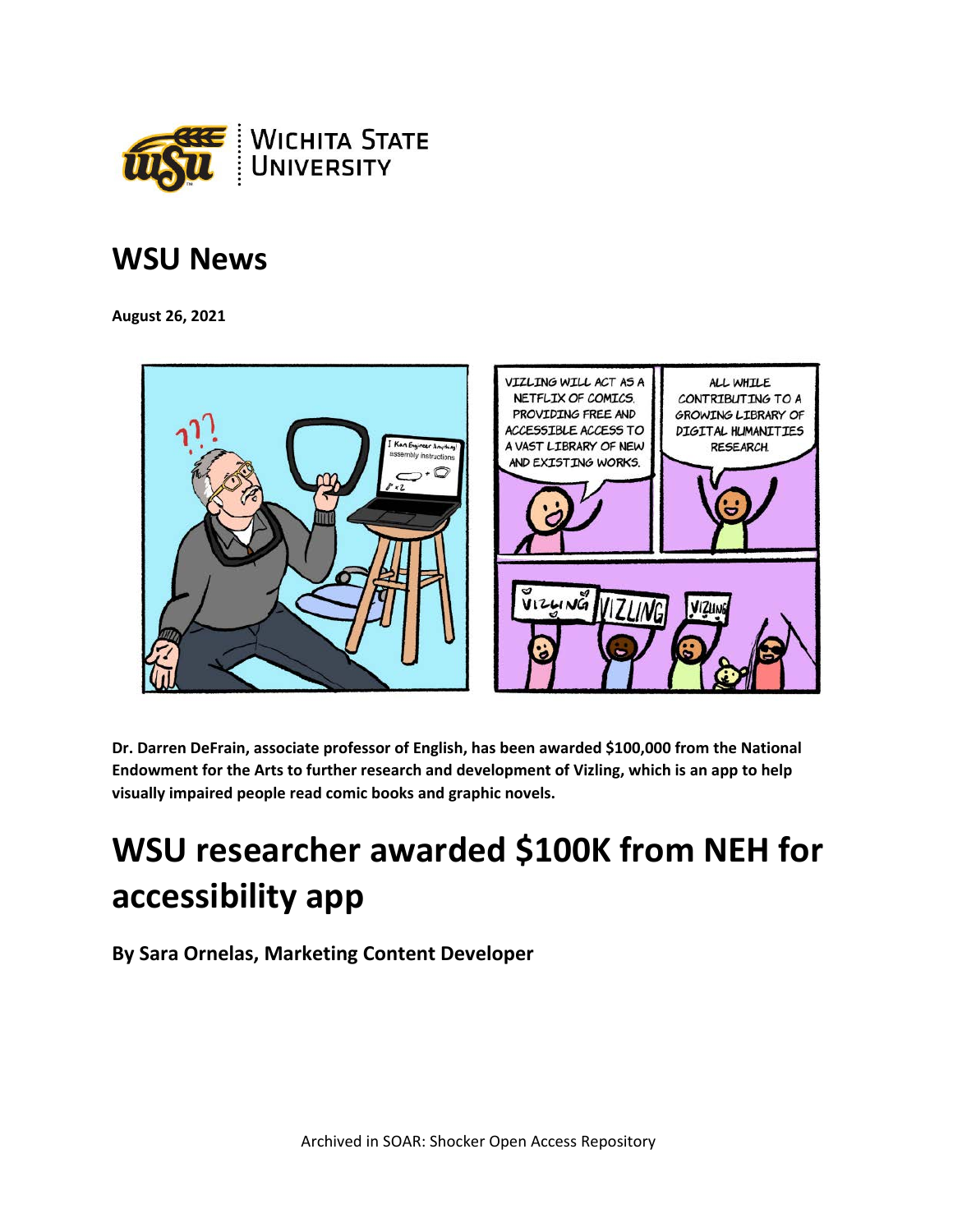# WSU News

**August 26, 2021**

**Dr. Darren DeFrain, associate professor of English, has been awarded $100,000 from the National Endowment for the Arts to further research and development of Vizling, which is an app to help visually impaired people read comic books and graphic novels.**

# WSU researcher awarded $100K from NEH for accessibility app

**By Sara Ornelas, Marketing Content Developer**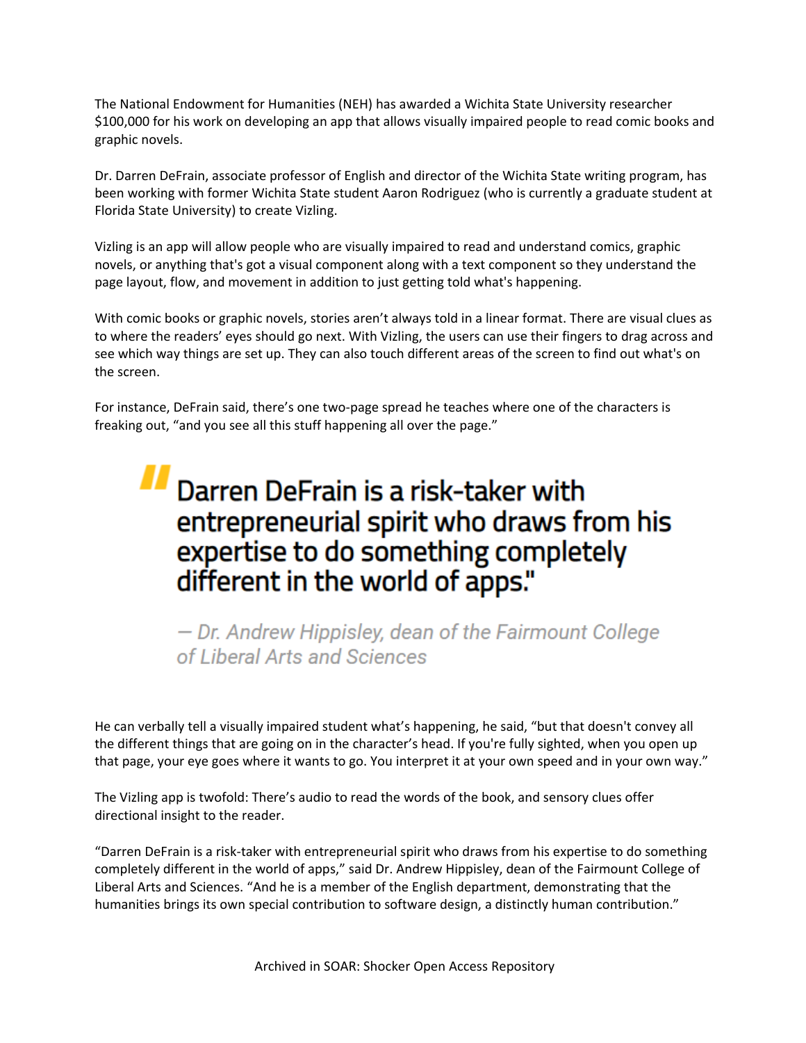The National Endowment for Humanities (NEH) has awarded a Wichita State University researcher $100,000 for his work on developing an app that allows visually impaired people to read comic books and graphic novels.

Dr. Darren DeFrain, associate professor of English and director of the Wichita State writing program, has been working with former Wichita State student Aaron Rodriguez (who is currently a graduate student at Florida State University) to create Vizling.

Vizling is an app will allow people who are visually impaired to read and understand comics, graphic novels, or anything that's got a visual component along with a text component so they understand the page layout, flow, and movement in addition to just getting told what's happening.

With comic books or graphic novels, stories aren't always told in a linear format. There are visual clues as to where the readers' eyes should go next. With Vizling, the users can use their fingers to drag across and see which way things are set up. They can also touch different areas of the screen to find out what's on the screen.

For instance, DeFrain said, there's one two-page spread he teaches where one of the characters is freaking out, "and you see all this stuff happening all over the page."

> "Darren DeFrain is a risk-taker with entrepreneurial spirit who draws from his expertise to do something completely different in the world of apps."
>
> *— Dr. Andrew Hippisley, dean of the Fairmount College of Liberal Arts and Sciences*

He can verbally tell a visually impaired student what's happening, he said, "but that doesn't convey all the different things that are going on in the character's head. If you're fully sighted, when you open up that page, your eye goes where it wants to go. You interpret it at your own speed and in your own way."

The Vizling app is twofold: There's audio to read the words of the book, and sensory clues offer directional insight to the reader.

"Darren DeFrain is a risk-taker with entrepreneurial spirit who draws from his expertise to do something completely different in the world of apps," said Dr. Andrew Hippisley, dean of the Fairmount College of Liberal Arts and Sciences. "And he is a member of the English department, demonstrating that the humanities brings its own special contribution to software design, a distinctly human contribution."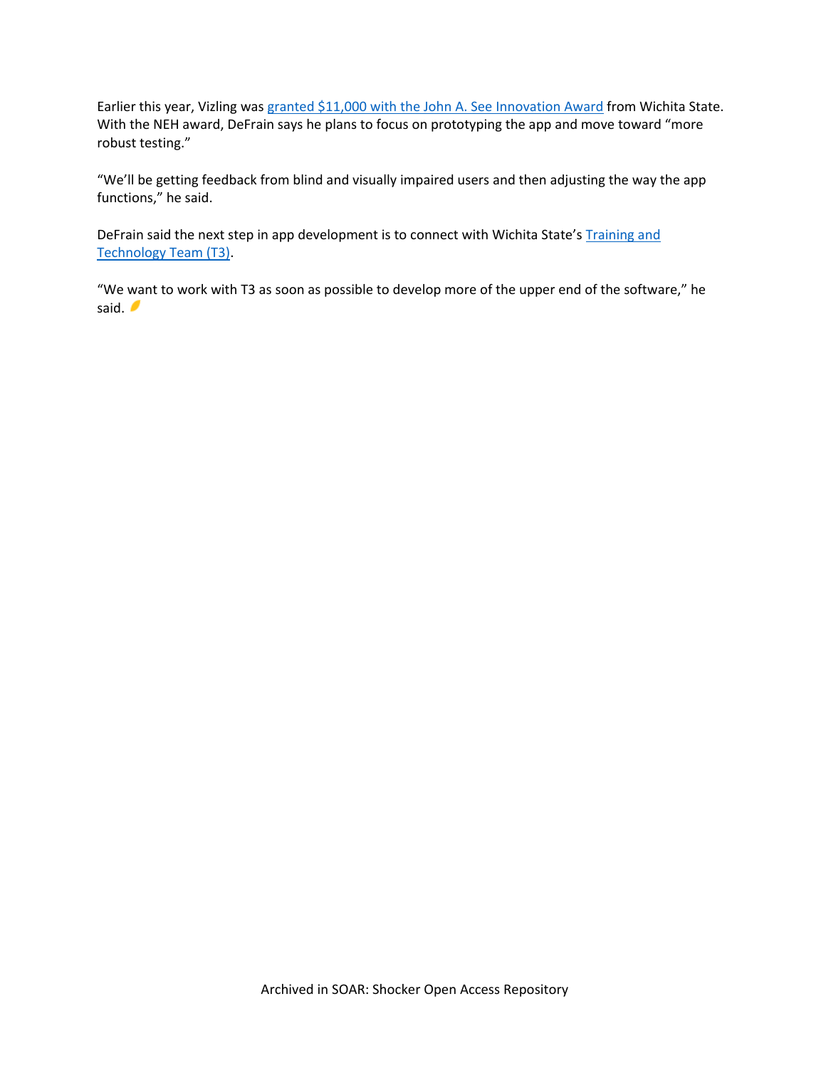Earlier this year, Vizling was granted $11,000 with the John A. See Innovation Award from Wichita State. With the NEH award, DeFrain says he plans to focus on prototyping the app and move toward “more robust testing.”

“We’ll be getting feedback from blind and visually impaired users and then adjusting the way the app functions,” he said.

DeFrain said the next step in app development is to connect with Wichita State’s Training and Technology Team (T3).

“We want to work with T3 as soon as possible to develop more of the upper end of the software,” he said.

Archived in SOAR: Shocker Open Access Repository